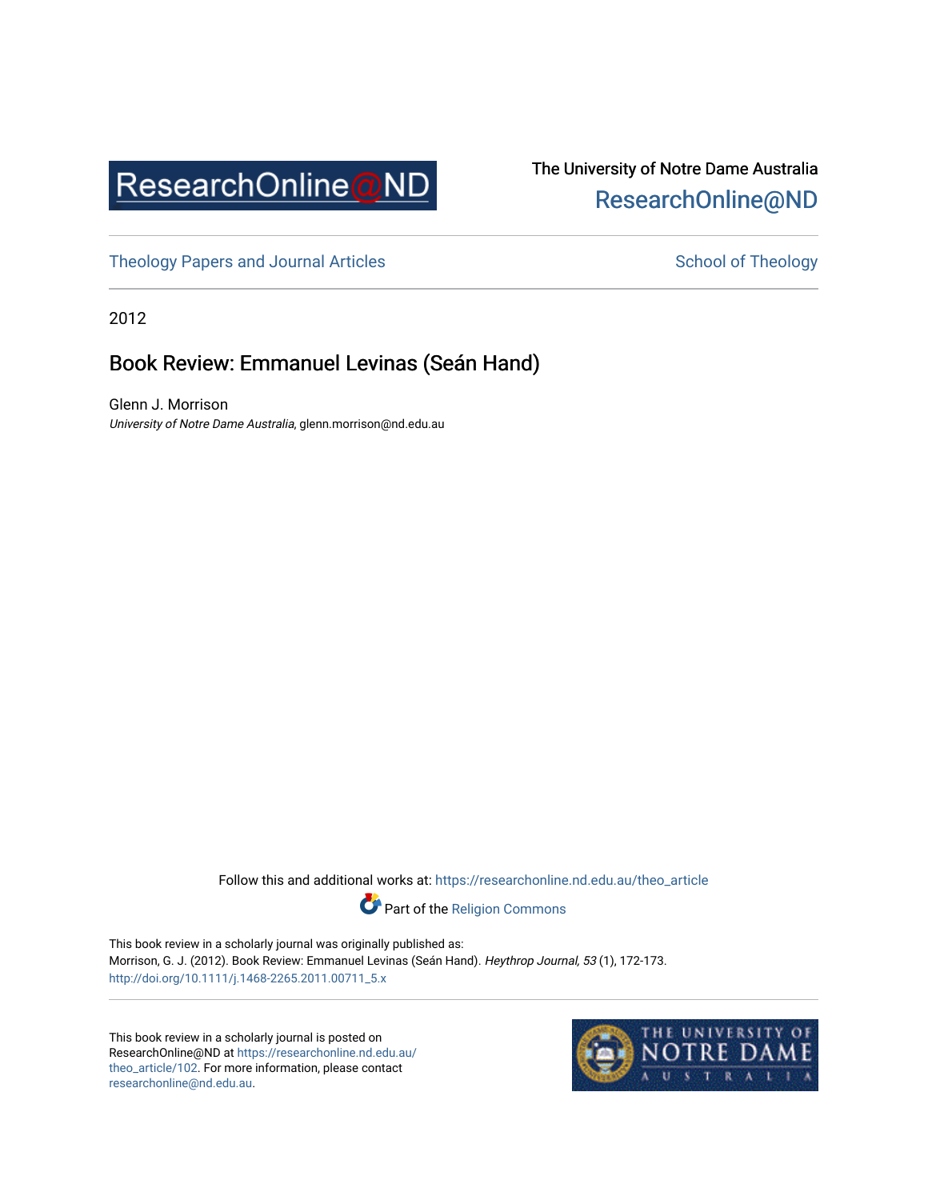The University of Notre Dame Australia
ResearchOnline@ND

Theology Papers and Journal Articles

School of Theology

2012

# Book Review: Emmanuel Levinas (Seán Hand)

Glenn J. Morrison
*University of Notre Dame Australia*, glenn.morrison@nd.edu.au

Follow this and additional works at: https://researchonline.nd.edu.au/theo_article

Part of the Religion Commons

This book review in a scholarly journal was originally published as:
Morrison, G. J. (2012). Book Review: Emmanuel Levinas (Seán Hand). *Heythrop Journal, 53* (1), 172-173.
http://doi.org/10.1111/j.1468-2265.2011.00711_5.x

This book review in a scholarly journal is posted on ResearchOnline@ND at https://researchonline.nd.edu.au/theo_article/102. For more information, please contact researchonline@nd.edu.au.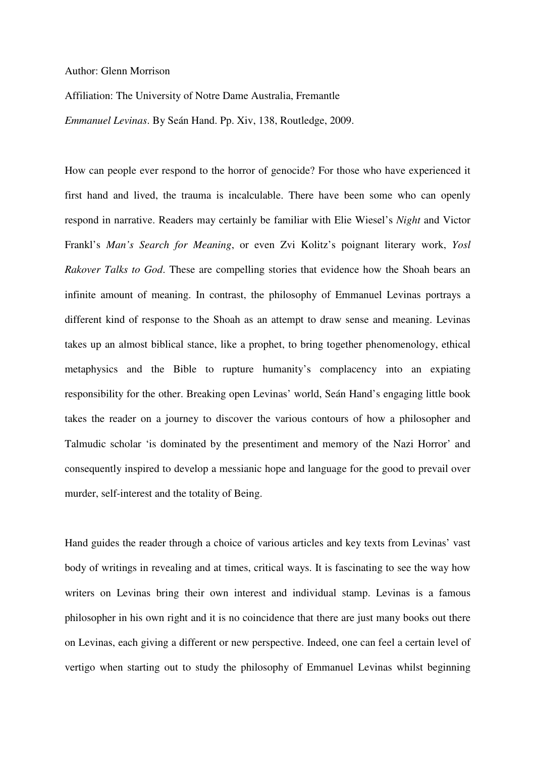Author: Glenn Morrison

Affiliation: The University of Notre Dame Australia, Fremantle

*Emmanuel Levinas*. By Seán Hand. Pp. Xiv, 138, Routledge, 2009.

How can people ever respond to the horror of genocide? For those who have experienced it first hand and lived, the trauma is incalculable. There have been some who can openly respond in narrative. Readers may certainly be familiar with Elie Wiesel's *Night* and Victor Frankl's *Man's Search for Meaning*, or even Zvi Kolitz's poignant literary work, *Yosl Rakover Talks to God*. These are compelling stories that evidence how the Shoah bears an infinite amount of meaning. In contrast, the philosophy of Emmanuel Levinas portrays a different kind of response to the Shoah as an attempt to draw sense and meaning. Levinas takes up an almost biblical stance, like a prophet, to bring together phenomenology, ethical metaphysics and the Bible to rupture humanity's complacency into an expiating responsibility for the other. Breaking open Levinas' world, Seán Hand's engaging little book takes the reader on a journey to discover the various contours of how a philosopher and Talmudic scholar 'is dominated by the presentiment and memory of the Nazi Horror' and consequently inspired to develop a messianic hope and language for the good to prevail over murder, self-interest and the totality of Being.

Hand guides the reader through a choice of various articles and key texts from Levinas' vast body of writings in revealing and at times, critical ways. It is fascinating to see the way how writers on Levinas bring their own interest and individual stamp. Levinas is a famous philosopher in his own right and it is no coincidence that there are just many books out there on Levinas, each giving a different or new perspective. Indeed, one can feel a certain level of vertigo when starting out to study the philosophy of Emmanuel Levinas whilst beginning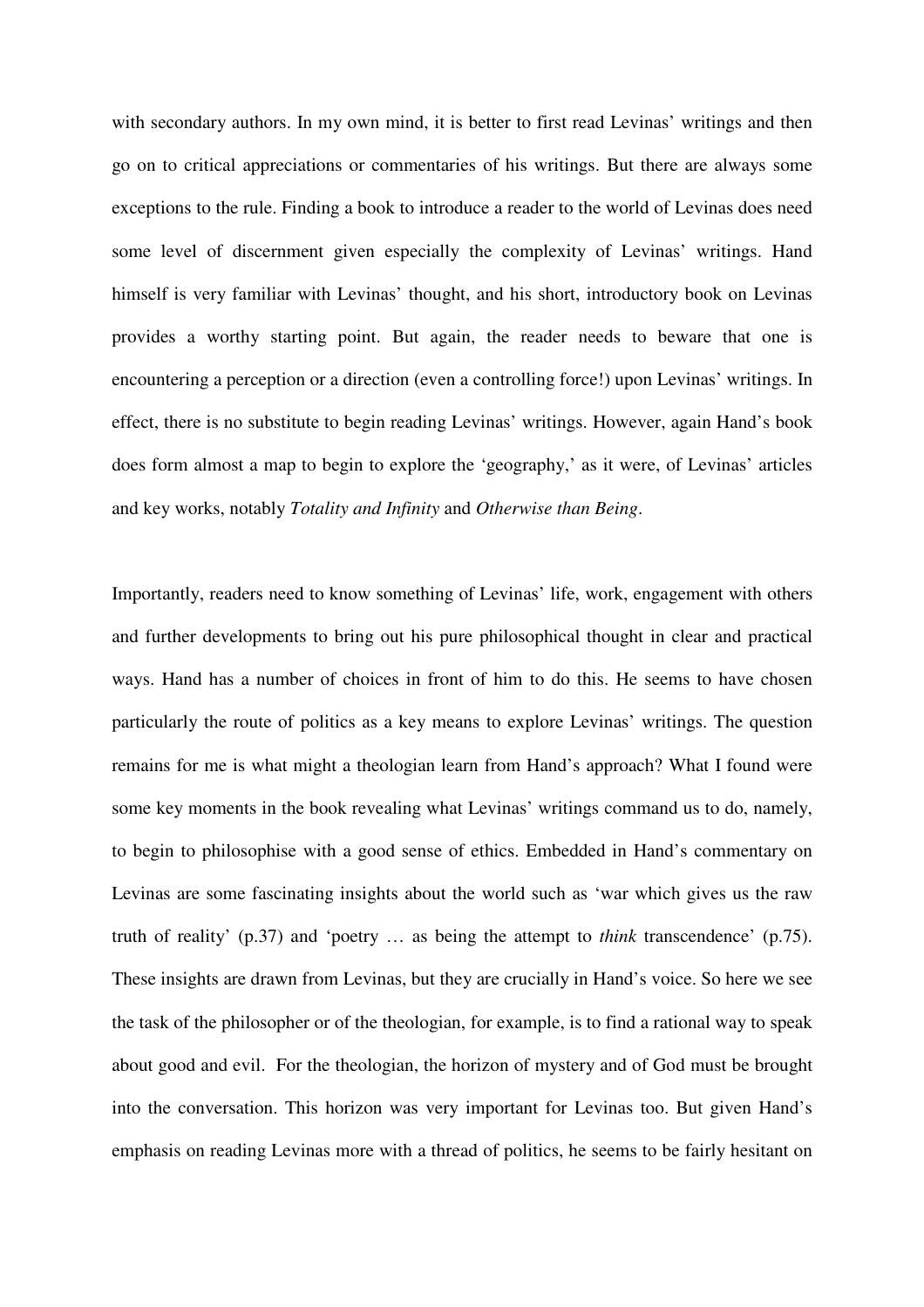with secondary authors. In my own mind, it is better to first read Levinas' writings and then go on to critical appreciations or commentaries of his writings. But there are always some exceptions to the rule. Finding a book to introduce a reader to the world of Levinas does need some level of discernment given especially the complexity of Levinas' writings. Hand himself is very familiar with Levinas' thought, and his short, introductory book on Levinas provides a worthy starting point. But again, the reader needs to beware that one is encountering a perception or a direction (even a controlling force!) upon Levinas' writings. In effect, there is no substitute to begin reading Levinas' writings. However, again Hand's book does form almost a map to begin to explore the 'geography,' as it were, of Levinas' articles and key works, notably *Totality and Infinity* and *Otherwise than Being*.

Importantly, readers need to know something of Levinas' life, work, engagement with others and further developments to bring out his pure philosophical thought in clear and practical ways. Hand has a number of choices in front of him to do this. He seems to have chosen particularly the route of politics as a key means to explore Levinas' writings. The question remains for me is what might a theologian learn from Hand's approach? What I found were some key moments in the book revealing what Levinas' writings command us to do, namely, to begin to philosophise with a good sense of ethics. Embedded in Hand's commentary on Levinas are some fascinating insights about the world such as 'war which gives us the raw truth of reality' (p.37) and 'poetry … as being the attempt to *think* transcendence' (p.75). These insights are drawn from Levinas, but they are crucially in Hand's voice. So here we see the task of the philosopher or of the theologian, for example, is to find a rational way to speak about good and evil. For the theologian, the horizon of mystery and of God must be brought into the conversation. This horizon was very important for Levinas too. But given Hand's emphasis on reading Levinas more with a thread of politics, he seems to be fairly hesitant on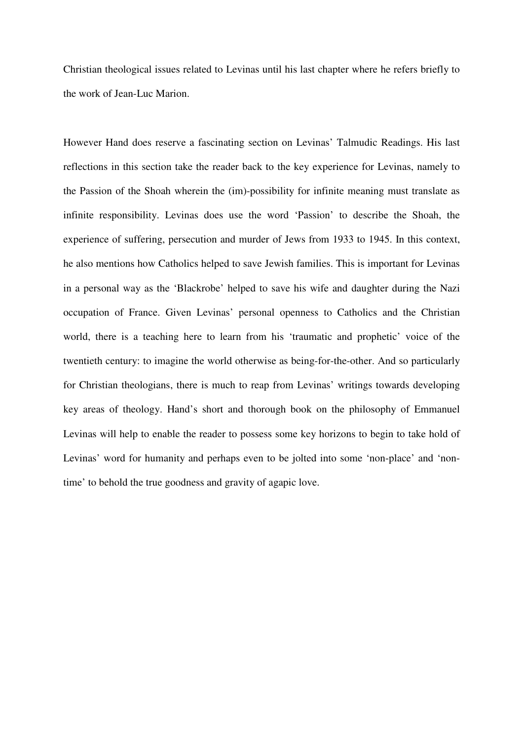Christian theological issues related to Levinas until his last chapter where he refers briefly to the work of Jean-Luc Marion.

However Hand does reserve a fascinating section on Levinas' Talmudic Readings. His last reflections in this section take the reader back to the key experience for Levinas, namely to the Passion of the Shoah wherein the (im)-possibility for infinite meaning must translate as infinite responsibility. Levinas does use the word 'Passion' to describe the Shoah, the experience of suffering, persecution and murder of Jews from 1933 to 1945. In this context, he also mentions how Catholics helped to save Jewish families. This is important for Levinas in a personal way as the 'Blackrobe' helped to save his wife and daughter during the Nazi occupation of France. Given Levinas' personal openness to Catholics and the Christian world, there is a teaching here to learn from his 'traumatic and prophetic' voice of the twentieth century: to imagine the world otherwise as being-for-the-other. And so particularly for Christian theologians, there is much to reap from Levinas' writings towards developing key areas of theology. Hand's short and thorough book on the philosophy of Emmanuel Levinas will help to enable the reader to possess some key horizons to begin to take hold of Levinas' word for humanity and perhaps even to be jolted into some 'non-place' and 'non-time' to behold the true goodness and gravity of agapic love.